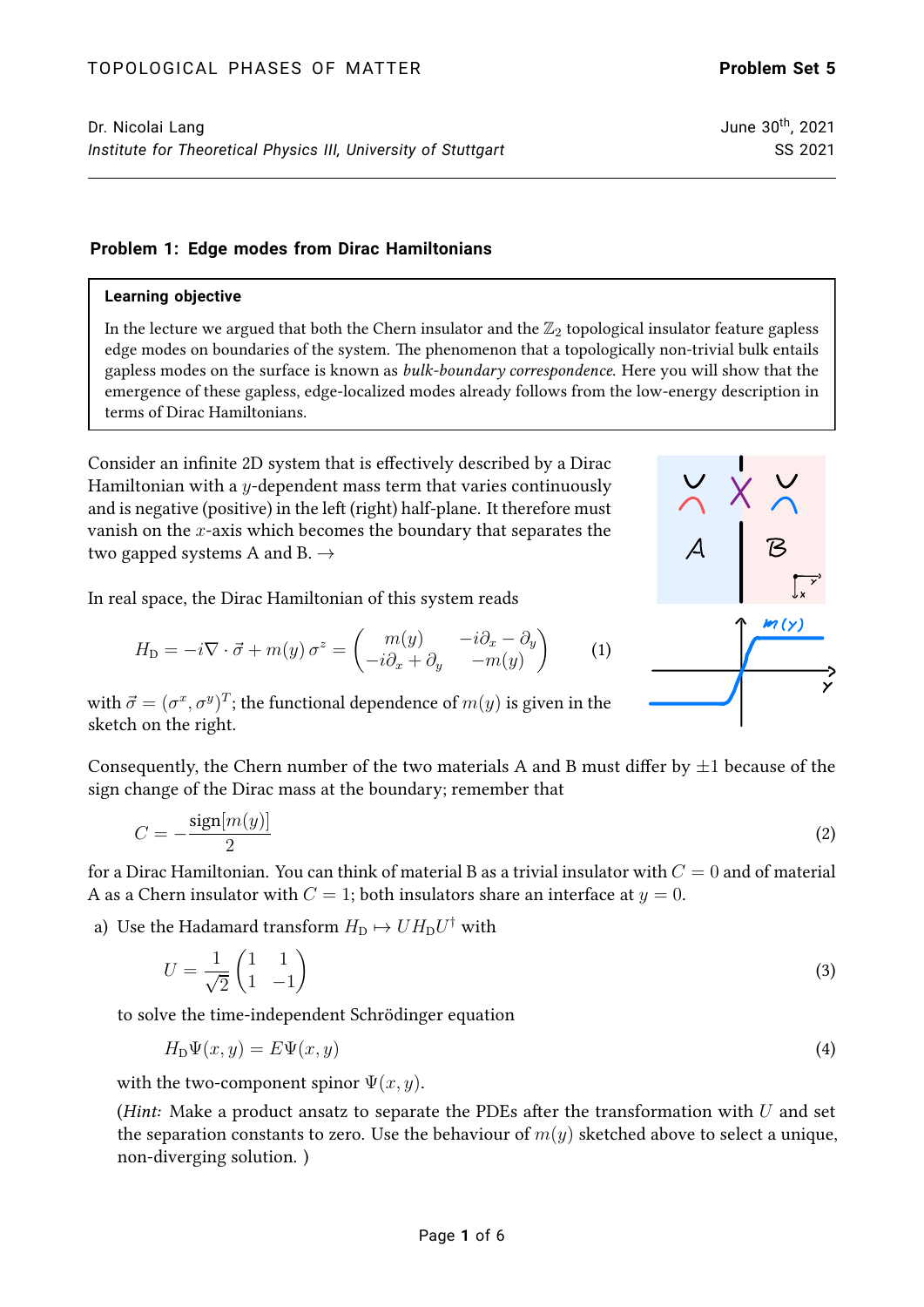TOPOLOGICAL PHASES OF MATTER **Problem Set 5**

Dr. Nicolai Lang June 30th, 2021
*Institute for Theoretical Physics III, University of Stuttgart* SS 2021

---

### Problem 1: Edge modes from Dirac Hamiltonians

> **Learning objective**
>
> In the lecture we argued that both the Chern insulator and the $\mathbb{Z}_2$ topological insulator feature gapless edge modes on boundaries of the system. The phenomenon that a topologically non-trivial bulk entails gapless modes on the surface is known as *bulk-boundary correspondence*. Here you will show that the emergence of these gapless, edge-localized modes already follows from the low-energy description in terms of Dirac Hamiltonians.

Consider an infinite 2D system that is effectively described by a Dirac Hamiltonian with a $y$-dependent mass term that varies continuously and is negative (positive) in the left (right) half-plane. It therefore must vanish on the $x$-axis which becomes the boundary that separates the two gapped systems A and B. →

In real space, the Dirac Hamiltonian of this system reads

$$H_\text{D} = -i\nabla \cdot \vec{\sigma} + m(y)\,\sigma^z = \begin{pmatrix} m(y) & -i\partial_x - \partial_y \\ -i\partial_x + \partial_y & -m(y) \end{pmatrix} \tag{1}$$

with $\vec{\sigma} = (\sigma^x, \sigma^y)^T$; the functional dependence of $m(y)$ is given in the sketch on the right.

Consequently, the Chern number of the two materials A and B must differ by $\pm 1$ because of the sign change of the Dirac mass at the boundary; remember that

$$C = -\frac{\text{sign}[m(y)]}{2} \tag{2}$$

for a Dirac Hamiltonian. You can think of material B as a trivial insulator with $C = 0$ and of material A as a Chern insulator with $C = 1$; both insulators share an interface at $y = 0$.

a) Use the Hadamard transform $H_\text{D} \mapsto U H_\text{D} U^\dagger$ with

$$U = \frac{1}{\sqrt{2}} \begin{pmatrix} 1 & 1 \\ 1 & -1 \end{pmatrix} \tag{3}$$

to solve the time-independent Schrödinger equation

$$H_\text{D}\Psi(x, y) = E\Psi(x, y) \tag{4}$$

with the two-component spinor $\Psi(x, y)$.

(*Hint:* Make a product ansatz to separate the PDEs after the transformation with $U$ and set the separation constants to zero. Use the behaviour of $m(y)$ sketched above to select a unique, non-diverging solution. )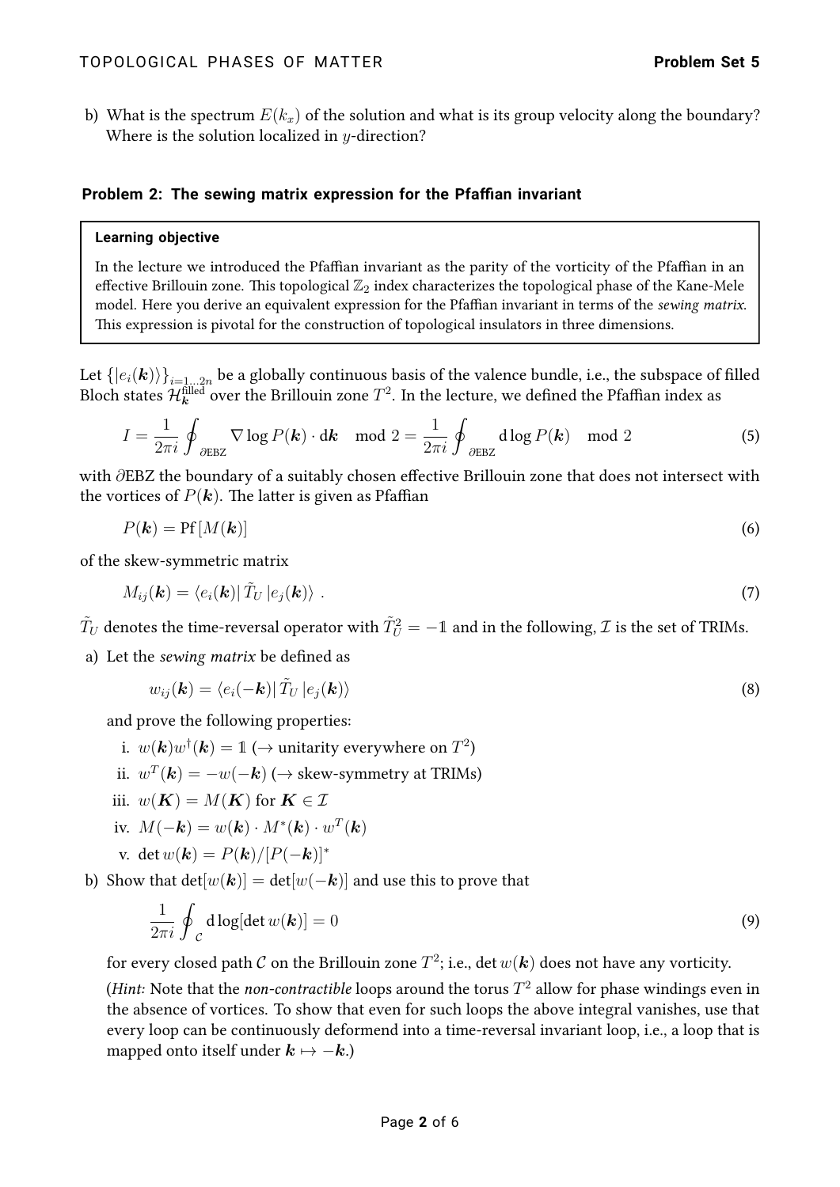b) What is the spectrum $E(k_x)$ of the solution and what is its group velocity along the boundary? Where is the solution localized in $y$-direction?

### Problem 2: The sewing matrix expression for the Pfaffian invariant

> **Learning objective**
>
> In the lecture we introduced the Pfaffian invariant as the parity of the vorticity of the Pfaffian in an effective Brillouin zone. This topological $\mathbb{Z}_2$ index characterizes the topological phase of the Kane-Mele model. Here you derive an equivalent expression for the Pfaffian invariant in terms of the *sewing matrix*. This expression is pivotal for the construction of topological insulators in three dimensions.

Let $\{|e_i(\boldsymbol{k})\rangle\}_{i=1\ldots 2n}$ be a globally continuous basis of the valence bundle, i.e., the subspace of filled Bloch states $\mathcal{H}_{\boldsymbol{k}}^{\text{filled}}$ over the Brillouin zone $T^2$. In the lecture, we defined the Pfaffian index as

$$I = \frac{1}{2\pi i}\oint_{\partial\text{EBZ}} \nabla \log P(\boldsymbol{k}) \cdot \mathrm{d}\boldsymbol{k} \mod 2 = \frac{1}{2\pi i}\oint_{\partial\text{EBZ}} \mathrm{d}\log P(\boldsymbol{k}) \mod 2 \tag{5}$$

with $\partial$EBZ the boundary of a suitably chosen effective Brillouin zone that does not intersect with the vortices of $P(\boldsymbol{k})$. The latter is given as Pfaffian

$$P(\boldsymbol{k}) = \mathrm{Pf}\left[M(\boldsymbol{k})\right] \tag{6}$$

of the skew-symmetric matrix

$$M_{ij}(\boldsymbol{k}) = \langle e_i(\boldsymbol{k})|\, \tilde{T}_U\, |e_j(\boldsymbol{k})\rangle \ . \tag{7}$$

$\tilde{T}_U$ denotes the time-reversal operator with $\tilde{T}_U^2 = -\mathbb{1}$ and in the following, $\mathcal{I}$ is the set of TRIMs.

a) Let the *sewing matrix* be defined as

$$w_{ij}(\boldsymbol{k}) = \langle e_i(-\boldsymbol{k})|\, \tilde{T}_U\, |e_j(\boldsymbol{k})\rangle \tag{8}$$

and prove the following properties:

i. $w(\boldsymbol{k})w^\dagger(\boldsymbol{k}) = \mathbb{1}$ ($\rightarrow$ unitarity everywhere on $T^2$)

ii. $w^T(\boldsymbol{k}) = -w(-\boldsymbol{k})$ ($\rightarrow$ skew-symmetry at TRIMs)

iii. $w(\boldsymbol{K}) = M(\boldsymbol{K})$ for $\boldsymbol{K} \in \mathcal{I}$

iv. $M(-\boldsymbol{k}) = w(\boldsymbol{k}) \cdot M^*(\boldsymbol{k}) \cdot w^T(\boldsymbol{k})$

v. $\det w(\boldsymbol{k}) = P(\boldsymbol{k})/[P(-\boldsymbol{k})]^*$

b) Show that $\det[w(\boldsymbol{k})] = \det[w(-\boldsymbol{k})]$ and use this to prove that

$$\frac{1}{2\pi i}\oint_{\mathcal{C}} \mathrm{d}\log[\det w(\boldsymbol{k})] = 0 \tag{9}$$

for every closed path $\mathcal{C}$ on the Brillouin zone $T^2$; i.e., $\det w(\boldsymbol{k})$ does not have any vorticity.

(*Hint:* Note that the *non-contractible* loops around the torus $T^2$ allow for phase windings even in the absence of vortices. To show that even for such loops the above integral vanishes, use that every loop can be continuously deformend into a time-reversal invariant loop, i.e., a loop that is mapped onto itself under $\boldsymbol{k} \mapsto -\boldsymbol{k}$.)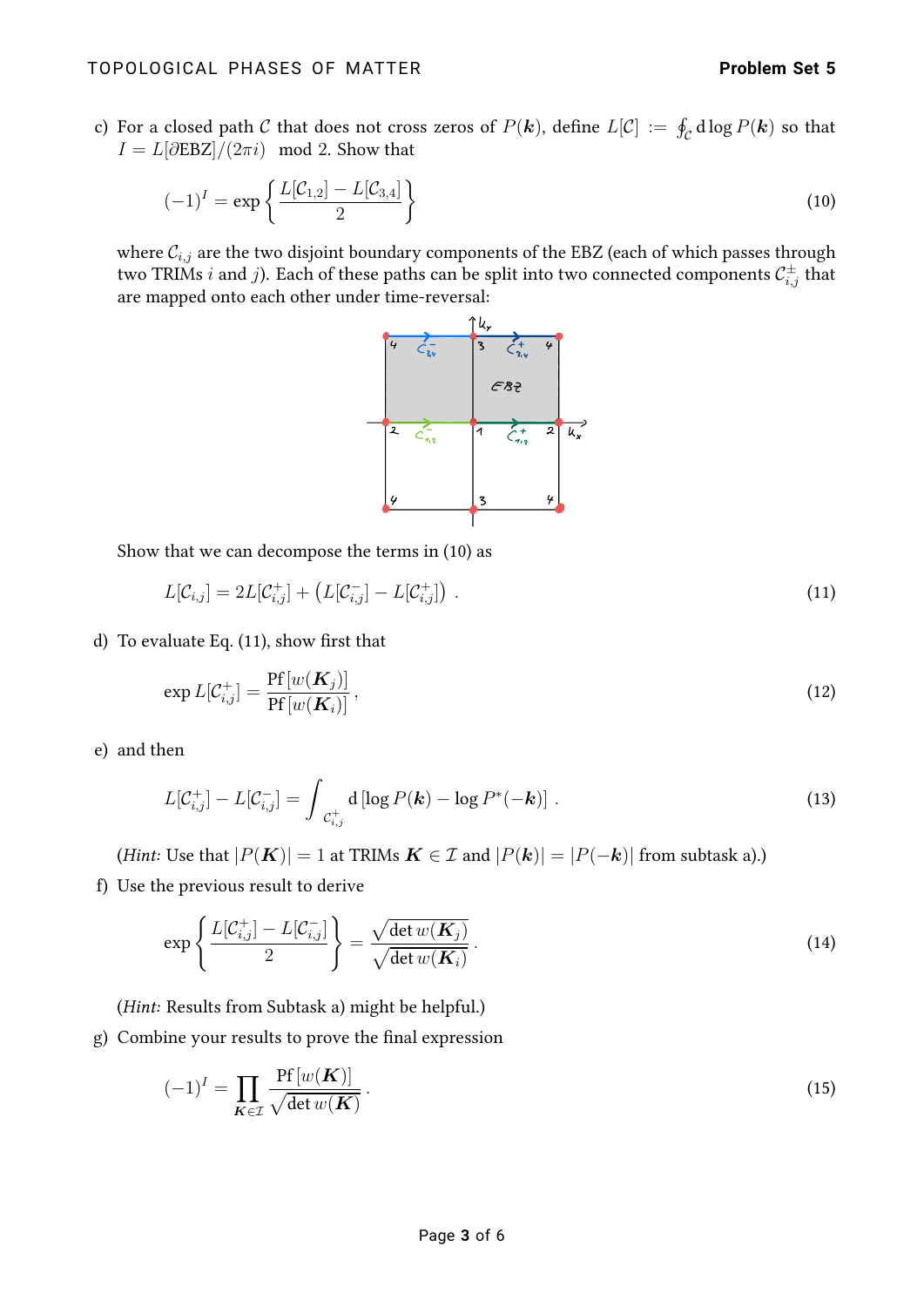c) For a closed path $\mathcal{C}$ that does not cross zeros of $P(\boldsymbol{k})$, define $L[\mathcal{C}] := \oint_{\mathcal{C}} \mathrm{d}\log P(\boldsymbol{k})$ so that $I = L[\partial\mathrm{EBZ}]/(2\pi i) \mod 2$. Show that

$$(-1)^I = \exp\left\{\frac{L[\mathcal{C}_{1,2}] - L[\mathcal{C}_{3,4}]}{2}\right\} \tag{10}$$

where $\mathcal{C}_{i,j}$ are the two disjoint boundary components of the EBZ (each of which passes through two TRIMs $i$ and $j$). Each of these paths can be split into two connected components $\mathcal{C}^{\pm}_{i,j}$ that are mapped onto each other under time-reversal:

Show that we can decompose the terms in (10) as

$$L[\mathcal{C}_{i,j}] = 2L[\mathcal{C}^{+}_{i,j}] + \left(L[\mathcal{C}^{-}_{i,j}] - L[\mathcal{C}^{+}_{i,j}]\right) . \tag{11}$$

d) To evaluate Eq. (11), show first that

$$\exp L[\mathcal{C}^{+}_{i,j}] = \frac{\mathrm{Pf}\left[w(\boldsymbol{K}_j)\right]}{\mathrm{Pf}\left[w(\boldsymbol{K}_i)\right]} , \tag{12}$$

e) and then

$$L[\mathcal{C}^{+}_{i,j}] - L[\mathcal{C}^{-}_{i,j}] = \int_{\mathcal{C}^{+}_{i,j}} \mathrm{d}\left[\log P(\boldsymbol{k}) - \log P^{*}(-\boldsymbol{k})\right] . \tag{13}$$

(*Hint:* Use that $|P(\boldsymbol{K})| = 1$ at TRIMs $\boldsymbol{K} \in \mathcal{I}$ and $|P(\boldsymbol{k})| = |P(-\boldsymbol{k})|$ from subtask a).)

f) Use the previous result to derive

$$\exp\left\{\frac{L[\mathcal{C}^{+}_{i,j}] - L[\mathcal{C}^{-}_{i,j}]}{2}\right\} = \frac{\sqrt{\det w(\boldsymbol{K}_j)}}{\sqrt{\det w(\boldsymbol{K}_i)}} . \tag{14}$$

(*Hint:* Results from Subtask a) might be helpful.)

g) Combine your results to prove the final expression

$$(-1)^I = \prod_{\boldsymbol{K}\in\mathcal{I}} \frac{\mathrm{Pf}\left[w(\boldsymbol{K})\right]}{\sqrt{\det w(\boldsymbol{K})}} . \tag{15}$$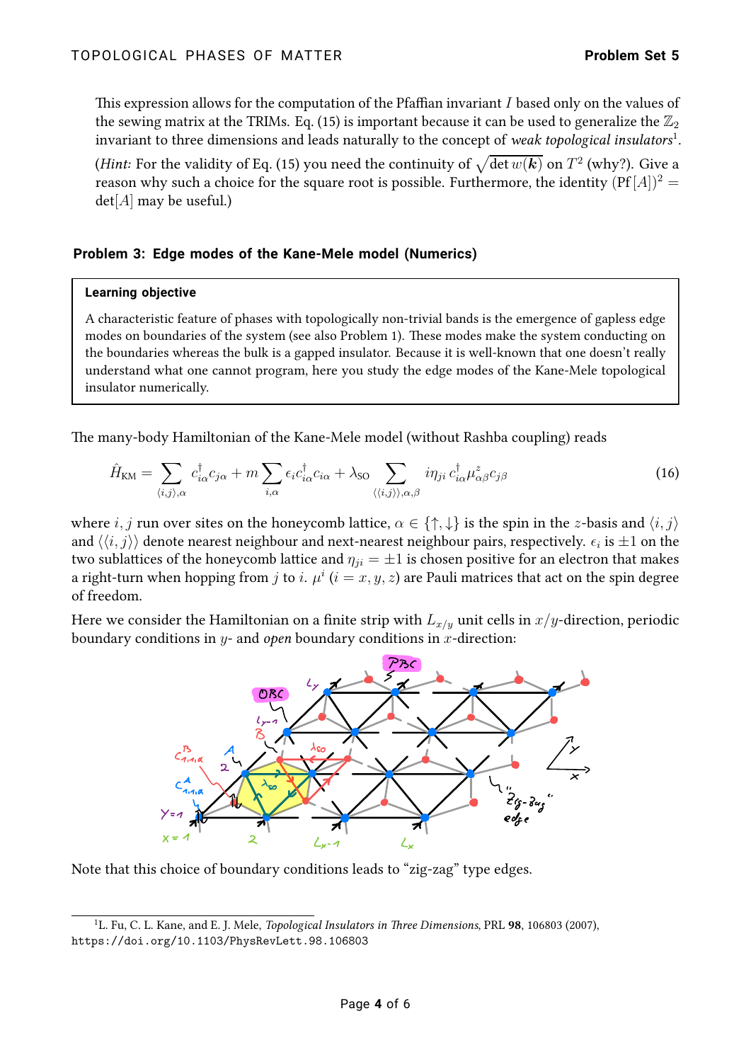This expression allows for the computation of the Pfaffian invariant $I$ based only on the values of the sewing matrix at the TRIMs. Eq. (15) is important because it can be used to generalize the $\mathbb{Z}_2$ invariant to three dimensions and leads naturally to the concept of *weak topological insulators*[1].

(*Hint:* For the validity of Eq. (15) you need the continuity of $\sqrt{\det w(\boldsymbol{k})}$ on $T^2$ (why?). Give a reason why such a choice for the square root is possible. Furthermore, the identity $(\text{Pf}[A])^2 = \det[A]$ may be useful.)

## Problem 3: Edge modes of the Kane-Mele model (Numerics)

**Learning objective**

A characteristic feature of phases with topologically non-trivial bands is the emergence of gapless edge modes on boundaries of the system (see also Problem 1). These modes make the system conducting on the boundaries whereas the bulk is a gapped insulator. Because it is well-known that one doesn't really understand what one cannot program, here you study the edge modes of the Kane-Mele topological insulator numerically.

The many-body Hamiltonian of the Kane-Mele model (without Rashba coupling) reads

$$\hat{H}_{\text{KM}} = \sum_{\langle i,j\rangle,\alpha} c^\dagger_{i\alpha} c_{j\alpha} + m \sum_{i,\alpha} \epsilon_i c^\dagger_{i\alpha} c_{i\alpha} + \lambda_{\text{SO}} \sum_{\langle\langle i,j\rangle\rangle,\alpha,\beta} i\eta_{ji}\, c^\dagger_{i\alpha} \mu^z_{\alpha\beta} c_{j\beta} \tag{16}$$

where $i, j$ run over sites on the honeycomb lattice, $\alpha \in \{\uparrow, \downarrow\}$ is the spin in the $z$-basis and $\langle i,j\rangle$ and $\langle\langle i,j\rangle\rangle$ denote nearest neighbour and next-nearest neighbour pairs, respectively. $\epsilon_i$ is $\pm 1$ on the two sublattices of the honeycomb lattice and $\eta_{ji} = \pm 1$ is chosen positive for an electron that makes a right-turn when hopping from $j$ to $i$. $\mu^i$ ($i = x, y, z$) are Pauli matrices that act on the spin degree of freedom.

Here we consider the Hamiltonian on a finite strip with $L_{x/y}$ unit cells in $x/y$-direction, periodic boundary conditions in $y$- and *open* boundary conditions in $x$-direction:

Note that this choice of boundary conditions leads to "zig-zag" type edges.

[1] L. Fu, C. L. Kane, and E. J. Mele, *Topological Insulators in Three Dimensions*, PRL **98**, 106803 (2007), https://doi.org/10.1103/PhysRevLett.98.106803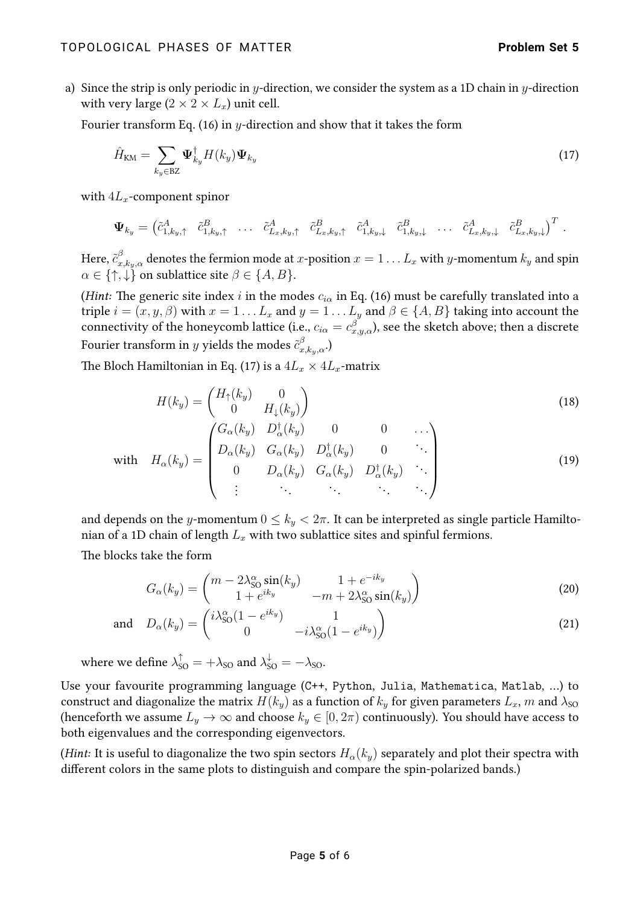a) Since the strip is only periodic in $y$-direction, we consider the system as a 1D chain in $y$-direction with very large ($2 \times 2 \times L_x$) unit cell.

Fourier transform Eq. (16) in $y$-direction and show that it takes the form

$$\hat{H}_{\text{KM}} = \sum_{k_y \in \text{BZ}} \mathbf{\Psi}_{k_y}^\dagger H(k_y) \mathbf{\Psi}_{k_y} \tag{17}$$

with $4L_x$-component spinor

$$\mathbf{\Psi}_{k_y} = \begin{pmatrix} \tilde{c}^A_{1,k_y,\uparrow} & \tilde{c}^B_{1,k_y,\uparrow} & \dots & \tilde{c}^A_{L_x,k_y,\uparrow} & \tilde{c}^B_{L_x,k_y,\uparrow} & \tilde{c}^A_{1,k_y,\downarrow} & \tilde{c}^B_{1,k_y,\downarrow} & \dots & \tilde{c}^A_{L_x,k_y,\downarrow} & \tilde{c}^B_{L_x,k_y,\downarrow} \end{pmatrix}^T .$$

Here, $\tilde{c}^\beta_{x,k_y,\alpha}$ denotes the fermion mode at $x$-position $x = 1 \dots L_x$ with $y$-momentum $k_y$ and spin $\alpha \in \{\uparrow, \downarrow\}$ on sublattice site $\beta \in \{A, B\}$.

(*Hint:* The generic site index $i$ in the modes $c_{i\alpha}$ in Eq. (16) must be carefully translated into a triple $i = (x, y, \beta)$ with $x = 1 \dots L_x$ and $y = 1 \dots L_y$ and $\beta \in \{A, B\}$ taking into account the connectivity of the honeycomb lattice (i.e., $c_{i\alpha} = c^\beta_{x,y,\alpha}$), see the sketch above; then a discrete Fourier transform in $y$ yields the modes $\tilde{c}^\beta_{x,k_y,\alpha}$.)

The Bloch Hamiltonian in Eq. (17) is a $4L_x \times 4L_x$-matrix

$$H(k_y) = \begin{pmatrix} H_\uparrow(k_y) & 0 \\ 0 & H_\downarrow(k_y) \end{pmatrix} \tag{18}$$

$$\text{with} \quad H_\alpha(k_y) = \begin{pmatrix} G_\alpha(k_y) & D^\dagger_\alpha(k_y) & 0 & 0 & \dots \\ D_\alpha(k_y) & G_\alpha(k_y) & D^\dagger_\alpha(k_y) & 0 & \ddots \\ 0 & D_\alpha(k_y) & G_\alpha(k_y) & D^\dagger_\alpha(k_y) & \ddots \\ \vdots & \ddots & \ddots & \ddots & \ddots \end{pmatrix} \tag{19}$$

and depends on the $y$-momentum $0 \leq k_y < 2\pi$. It can be interpreted as single particle Hamiltonian of a 1D chain of length $L_x$ with two sublattice sites and spinful fermions.

The blocks take the form

$$G_\alpha(k_y) = \begin{pmatrix} m - 2\lambda^\alpha_{\text{SO}} \sin(k_y) & 1 + e^{-ik_y} \\ 1 + e^{ik_y} & -m + 2\lambda^\alpha_{\text{SO}} \sin(k_y) \end{pmatrix} \tag{20}$$

$$\text{and} \quad D_\alpha(k_y) = \begin{pmatrix} i\lambda^\alpha_{\text{SO}}(1 - e^{ik_y}) & 1 \\ 0 & -i\lambda^\alpha_{\text{SO}}(1 - e^{ik_y}) \end{pmatrix} \tag{21}$$

where we define $\lambda^\uparrow_{\text{SO}} = +\lambda_{\text{SO}}$ and $\lambda^\downarrow_{\text{SO}} = -\lambda_{\text{SO}}$.

Use your favourite programming language (C++, Python, Julia, Mathematica, Matlab, ...) to construct and diagonalize the matrix $H(k_y)$ as a function of $k_y$ for given parameters $L_x$, $m$ and $\lambda_{\text{SO}}$ (henceforth we assume $L_y \to \infty$ and choose $k_y \in [0, 2\pi)$ continuously). You should have access to both eigenvalues and the corresponding eigenvectors.

(*Hint:* It is useful to diagonalize the two spin sectors $H_\alpha(k_y)$ separately and plot their spectra with different colors in the same plots to distinguish and compare the spin-polarized bands.)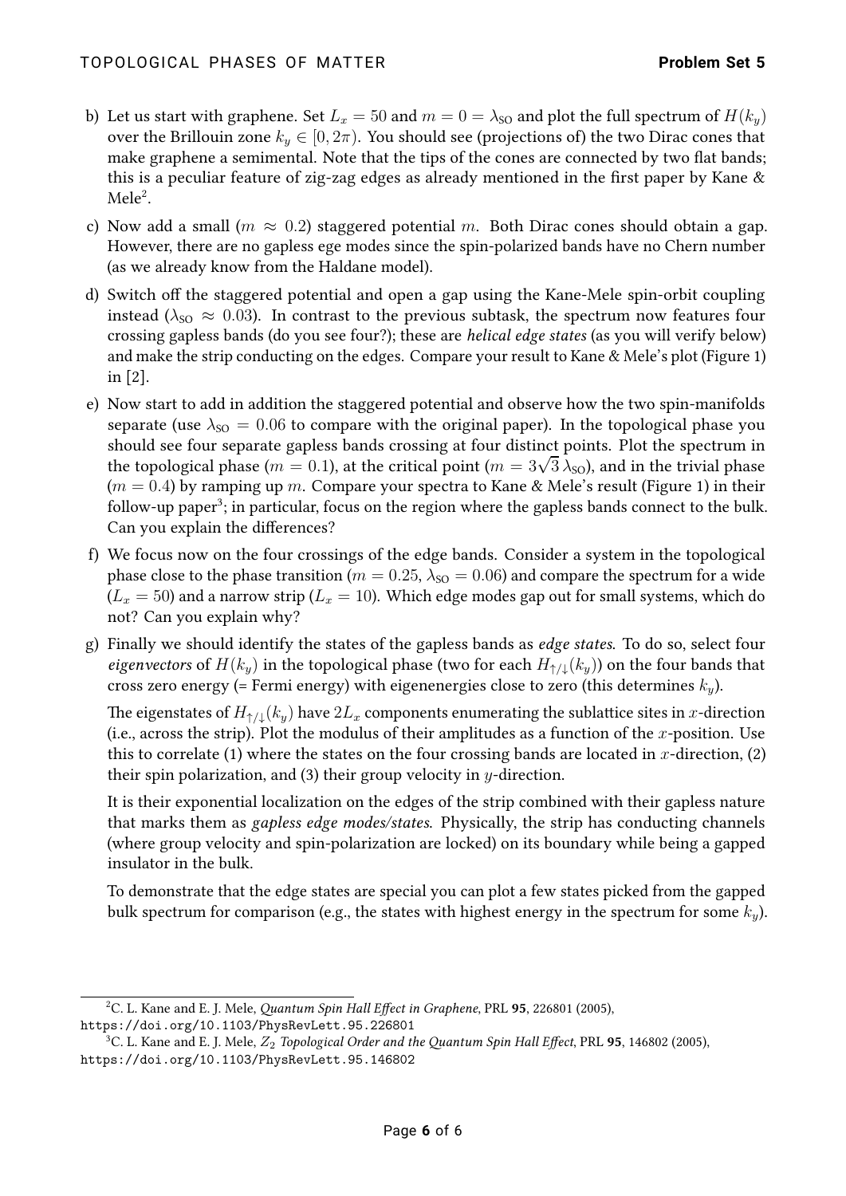b) Let us start with graphene. Set $L_x = 50$ and $m = 0 = \lambda_{\text{SO}}$ and plot the full spectrum of $H(k_y)$ over the Brillouin zone $k_y \in [0, 2\pi)$. You should see (projections of) the two Dirac cones that make graphene a semimental. Note that the tips of the cones are connected by two flat bands; this is a peculiar feature of zig-zag edges as already mentioned in the first paper by Kane & Mele[2].

c) Now add a small ($m \approx 0.2$) staggered potential $m$. Both Dirac cones should obtain a gap. However, there are no gapless ege modes since the spin-polarized bands have no Chern number (as we already know from the Haldane model).

d) Switch off the staggered potential and open a gap using the Kane-Mele spin-orbit coupling instead ($\lambda_{\text{SO}} \approx 0.03$). In contrast to the previous subtask, the spectrum now features four crossing gapless bands (do you see four?); these are *helical edge states* (as you will verify below) and make the strip conducting on the edges. Compare your result to Kane & Mele's plot (Figure 1) in [2].

e) Now start to add in addition the staggered potential and observe how the two spin-manifolds separate (use $\lambda_{\text{SO}} = 0.06$ to compare with the original paper). In the topological phase you should see four separate gapless bands crossing at four distinct points. Plot the spectrum in the topological phase ($m = 0.1$), at the critical point ($m = 3\sqrt{3}\,\lambda_{\text{SO}}$), and in the trivial phase ($m = 0.4$) by ramping up $m$. Compare your spectra to Kane & Mele's result (Figure 1) in their follow-up paper[3]; in particular, focus on the region where the gapless bands connect to the bulk. Can you explain the differences?

f) We focus now on the four crossings of the edge bands. Consider a system in the topological phase close to the phase transition ($m = 0.25$, $\lambda_{\text{SO}} = 0.06$) and compare the spectrum for a wide ($L_x = 50$) and a narrow strip ($L_x = 10$). Which edge modes gap out for small systems, which do not? Can you explain why?

g) Finally we should identify the states of the gapless bands as *edge states*. To do so, select four *eigenvectors* of $H(k_y)$ in the topological phase (two for each $H_{\uparrow/\downarrow}(k_y)$) on the four bands that cross zero energy (= Fermi energy) with eigenenergies close to zero (this determines $k_y$).

The eigenstates of $H_{\uparrow/\downarrow}(k_y)$ have $2L_x$ components enumerating the sublattice sites in $x$-direction (i.e., across the strip). Plot the modulus of their amplitudes as a function of the $x$-position. Use this to correlate (1) where the states on the four crossing bands are located in $x$-direction, (2) their spin polarization, and (3) their group velocity in $y$-direction.

It is their exponential localization on the edges of the strip combined with their gapless nature that marks them as *gapless edge modes/states*. Physically, the strip has conducting channels (where group velocity and spin-polarization are locked) on its boundary while being a gapped insulator in the bulk.

To demonstrate that the edge states are special you can plot a few states picked from the gapped bulk spectrum for comparison (e.g., the states with highest energy in the spectrum for some $k_y$).

---

[2] C. L. Kane and E. J. Mele, *Quantum Spin Hall Effect in Graphene*, PRL **95**, 226801 (2005), https://doi.org/10.1103/PhysRevLett.95.226801

[3] C. L. Kane and E. J. Mele, $Z_2$ *Topological Order and the Quantum Spin Hall Effect*, PRL **95**, 146802 (2005), https://doi.org/10.1103/PhysRevLett.95.146802